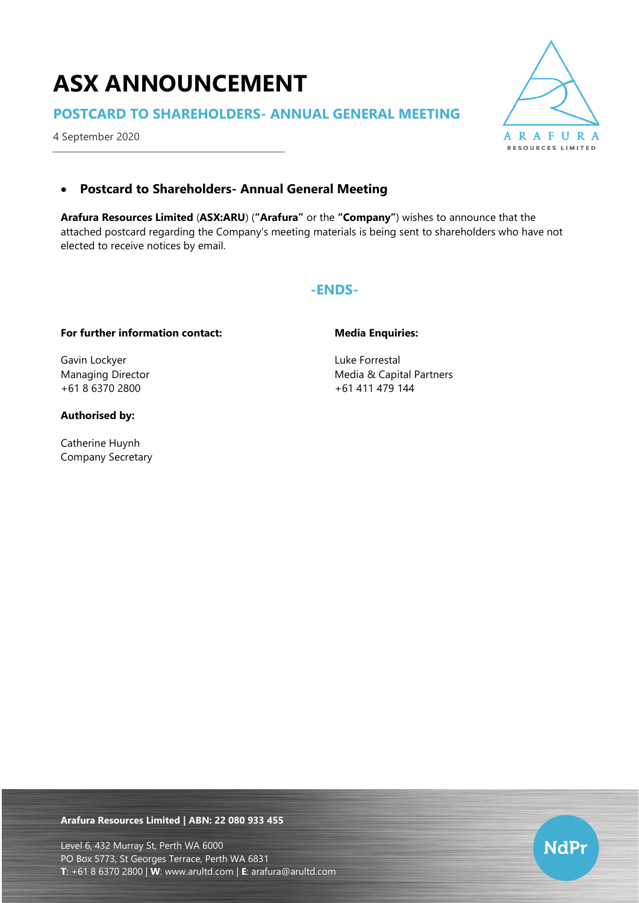# ASX ANNOUNCEMENT

## POSTCARD TO SHAREHOLDERS- ANNUAL GENERAL MEETING

4 September 2020

- **Postcard to Shareholders- Annual General Meeting**

**Arafura Resources Limited** (**ASX:ARU**) (**"Arafura"** or the **"Company"**) wishes to announce that the attached postcard regarding the Company's meeting materials is being sent to shareholders who have not elected to receive notices by email.

**-ENDS-**

**For further information contact:**

Gavin Lockyer
Managing Director
+61 8 6370 2800

**Media Enquiries:**

Luke Forrestal
Media & Capital Partners
+61 411 479 144

**Authorised by:**

Catherine Huynh
Company Secretary

**Arafura Resources Limited | ABN: 22 080 933 455**

Level 6, 432 Murray St, Perth WA 6000
PO Box 5773, St Georges Terrace, Perth WA 6831
**T**: +61 8 6370 2800 | **W**: www.arultd.com | **E**: arafura@arultd.com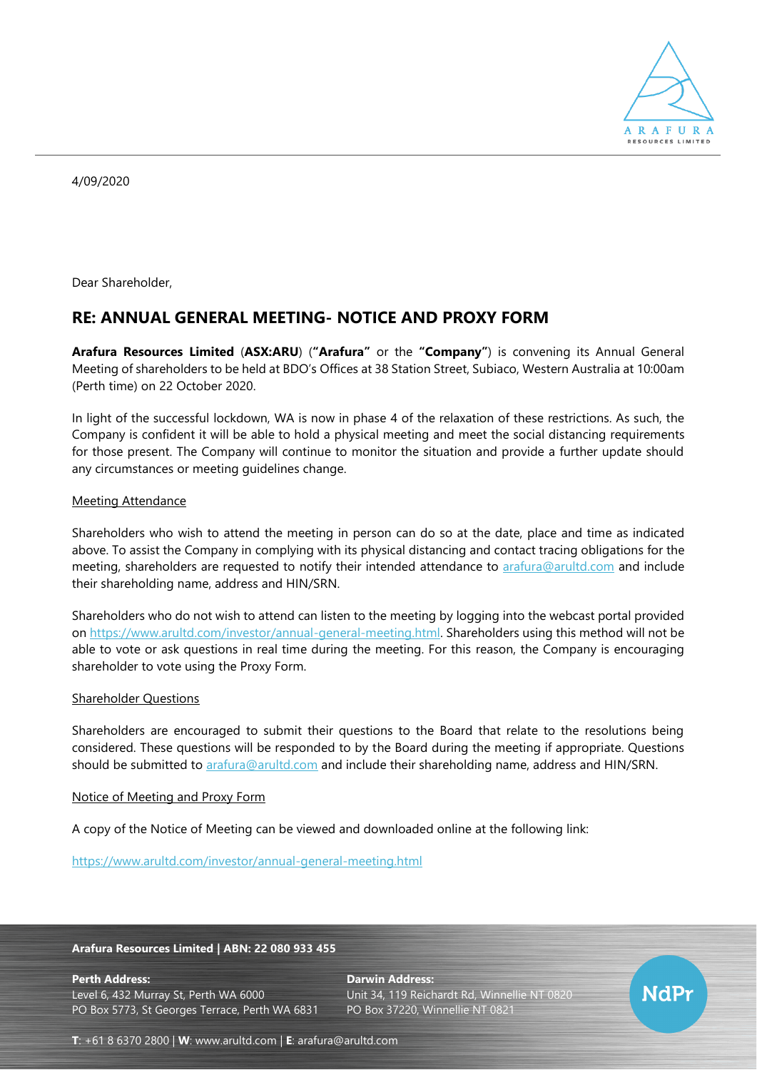4/09/2020

Dear Shareholder,

## RE: ANNUAL GENERAL MEETING- NOTICE AND PROXY FORM

**Arafura Resources Limited** (**ASX:ARU**) (**"Arafura"** or the **"Company"**) is convening its Annual General Meeting of shareholders to be held at BDO's Offices at 38 Station Street, Subiaco, Western Australia at 10:00am (Perth time) on 22 October 2020.

In light of the successful lockdown, WA is now in phase 4 of the relaxation of these restrictions. As such, the Company is confident it will be able to hold a physical meeting and meet the social distancing requirements for those present. The Company will continue to monitor the situation and provide a further update should any circumstances or meeting guidelines change.

Meeting Attendance

Shareholders who wish to attend the meeting in person can do so at the date, place and time as indicated above. To assist the Company in complying with its physical distancing and contact tracing obligations for the meeting, shareholders are requested to notify their intended attendance to arafura@arultd.com and include their shareholding name, address and HIN/SRN.

Shareholders who do not wish to attend can listen to the meeting by logging into the webcast portal provided on https://www.arultd.com/investor/annual-general-meeting.html. Shareholders using this method will not be able to vote or ask questions in real time during the meeting. For this reason, the Company is encouraging shareholder to vote using the Proxy Form.

Shareholder Questions

Shareholders are encouraged to submit their questions to the Board that relate to the resolutions being considered. These questions will be responded to by the Board during the meeting if appropriate. Questions should be submitted to arafura@arultd.com and include their shareholding name, address and HIN/SRN.

Notice of Meeting and Proxy Form

A copy of the Notice of Meeting can be viewed and downloaded online at the following link:

https://www.arultd.com/investor/annual-general-meeting.html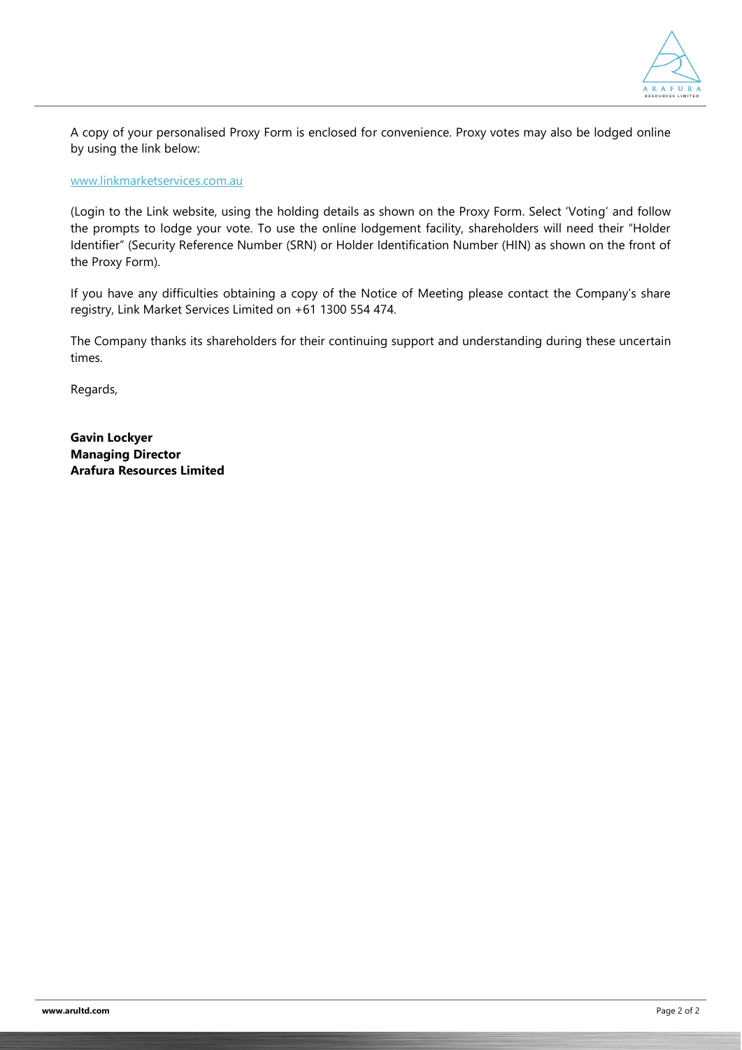A copy of your personalised Proxy Form is enclosed for convenience. Proxy votes may also be lodged online by using the link below:

www.linkmarketservices.com.au

(Login to the Link website, using the holding details as shown on the Proxy Form. Select 'Voting' and follow the prompts to lodge your vote. To use the online lodgement facility, shareholders will need their "Holder Identifier" (Security Reference Number (SRN) or Holder Identification Number (HIN) as shown on the front of the Proxy Form).

If you have any difficulties obtaining a copy of the Notice of Meeting please contact the Company's share registry, Link Market Services Limited on +61 1300 554 474.

The Company thanks its shareholders for their continuing support and understanding during these uncertain times.

Regards,

**Gavin Lockyer**
**Managing Director**
**Arafura Resources Limited**